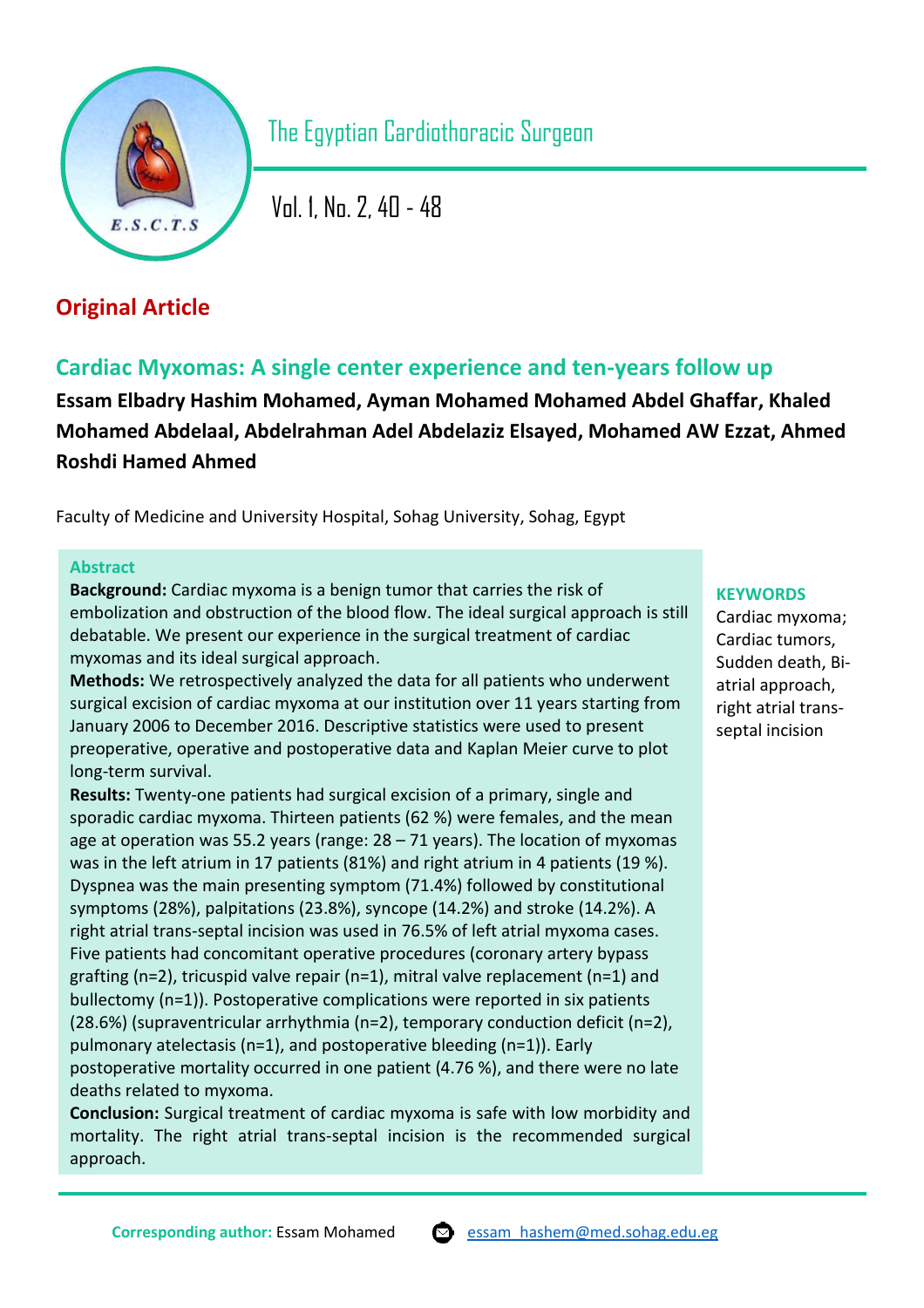**Original Article**

# Cardiac Myxomas: A single center experience and ten-years follow up

**Essam Elbadry Hashim Mohamed, Ayman Mohamed Mohamed Abdel Ghaffar, Khaled Mohamed Abdelaal, Abdelrahman Adel Abdelaziz Elsayed, Mohamed AW Ezzat, Ahmed Roshdi Hamed Ahmed**

Faculty of Medicine and University Hospital, Sohag University, Sohag, Egypt

## Abstract

**Background:** Cardiac myxoma is a benign tumor that carries the risk of embolization and obstruction of the blood flow. The ideal surgical approach is still debatable. We present our experience in the surgical treatment of cardiac myxomas and its ideal surgical approach.

**Methods:** We retrospectively analyzed the data for all patients who underwent surgical excision of cardiac myxoma at our institution over 11 years starting from January 2006 to December 2016. Descriptive statistics were used to present preoperative, operative and postoperative data and Kaplan Meier curve to plot long-term survival.

**Results:** Twenty-one patients had surgical excision of a primary, single and sporadic cardiac myxoma. Thirteen patients (62 %) were females, and the mean age at operation was 55.2 years (range: 28 – 71 years). The location of myxomas was in the left atrium in 17 patients (81%) and right atrium in 4 patients (19 %). Dyspnea was the main presenting symptom (71.4%) followed by constitutional symptoms (28%), palpitations (23.8%), syncope (14.2%) and stroke (14.2%). A right atrial trans-septal incision was used in 76.5% of left atrial myxoma cases. Five patients had concomitant operative procedures (coronary artery bypass grafting (n=2), tricuspid valve repair (n=1), mitral valve replacement (n=1) and bullectomy (n=1)). Postoperative complications were reported in six patients (28.6%) (supraventricular arrhythmia (n=2), temporary conduction deficit (n=2), pulmonary atelectasis (n=1), and postoperative bleeding (n=1)). Early postoperative mortality occurred in one patient (4.76 %), and there were no late deaths related to myxoma.

**Conclusion:** Surgical treatment of cardiac myxoma is safe with low morbidity and mortality. The right atrial trans-septal incision is the recommended surgical approach.

**KEYWORDS**
Cardiac myxoma; Cardiac tumors, Sudden death, Bi-atrial approach, right atrial trans-septal incision

**Corresponding author:** Essam Mohamed essam_hashem@med.sohag.edu.eg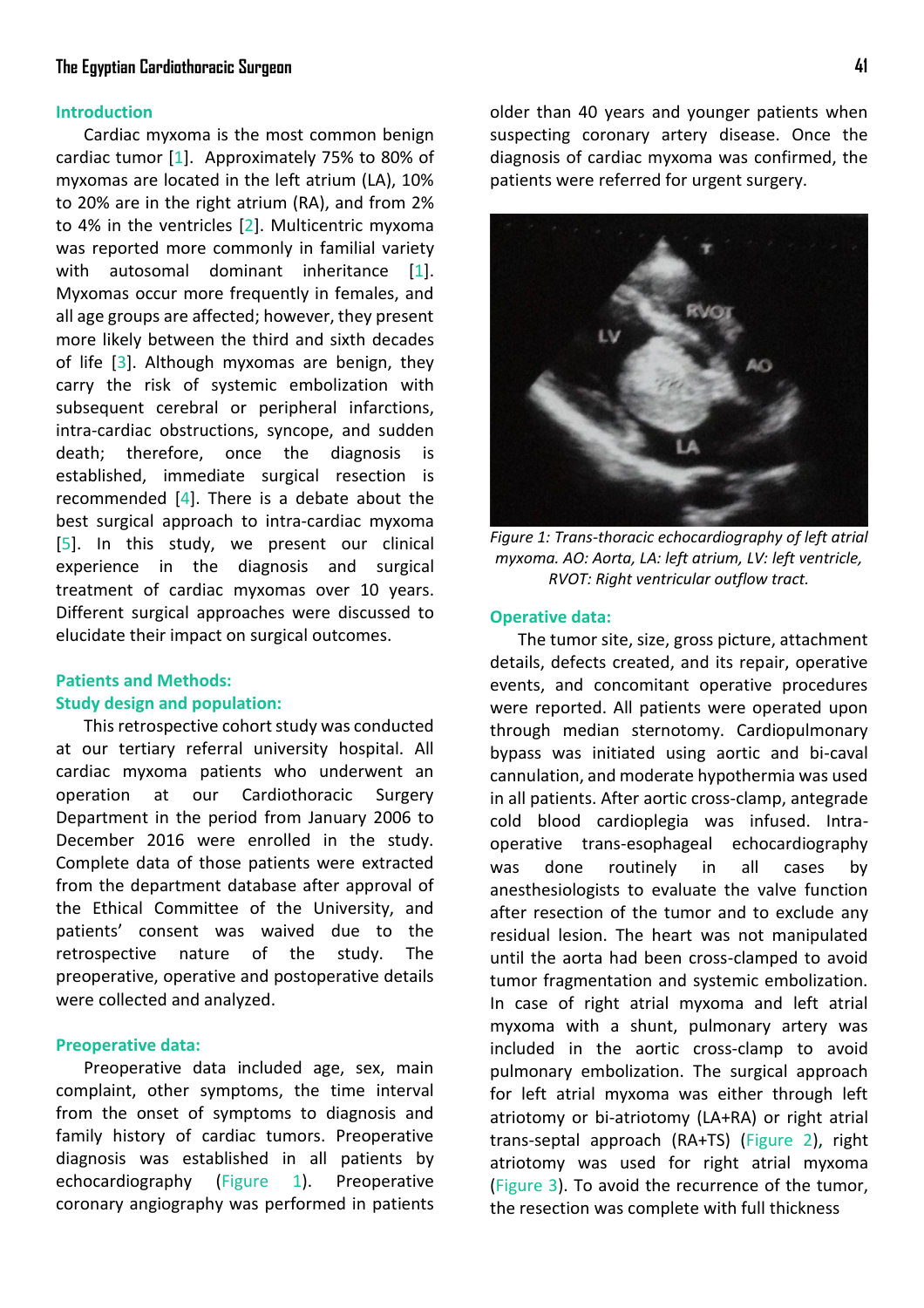## Introduction

Cardiac myxoma is the most common benign cardiac tumor [1]. Approximately 75% to 80% of myxomas are located in the left atrium (LA), 10% to 20% are in the right atrium (RA), and from 2% to 4% in the ventricles [2]. Multicentric myxoma was reported more commonly in familial variety with autosomal dominant inheritance [1]. Myxomas occur more frequently in females, and all age groups are affected; however, they present more likely between the third and sixth decades of life [3]. Although myxomas are benign, they carry the risk of systemic embolization with subsequent cerebral or peripheral infarctions, intra-cardiac obstructions, syncope, and sudden death; therefore, once the diagnosis is established, immediate surgical resection is recommended [4]. There is a debate about the best surgical approach to intra-cardiac myxoma [5]. In this study, we present our clinical experience in the diagnosis and surgical treatment of cardiac myxomas over 10 years. Different surgical approaches were discussed to elucidate their impact on surgical outcomes.

## Patients and Methods:

### Study design and population:

This retrospective cohort study was conducted at our tertiary referral university hospital. All cardiac myxoma patients who underwent an operation at our Cardiothoracic Surgery Department in the period from January 2006 to December 2016 were enrolled in the study. Complete data of those patients were extracted from the department database after approval of the Ethical Committee of the University, and patients' consent was waived due to the retrospective nature of the study. The preoperative, operative and postoperative details were collected and analyzed.

### Preoperative data:

Preoperative data included age, sex, main complaint, other symptoms, the time interval from the onset of symptoms to diagnosis and family history of cardiac tumors. Preoperative diagnosis was established in all patients by echocardiography (Figure 1). Preoperative coronary angiography was performed in patients older than 40 years and younger patients when suspecting coronary artery disease. Once the diagnosis of cardiac myxoma was confirmed, the patients were referred for urgent surgery.

*Figure 1: Trans-thoracic echocardiography of left atrial myxoma. AO: Aorta, LA: left atrium, LV: left ventricle, RVOT: Right ventricular outflow tract.*

### Operative data:

The tumor site, size, gross picture, attachment details, defects created, and its repair, operative events, and concomitant operative procedures were reported. All patients were operated upon through median sternotomy. Cardiopulmonary bypass was initiated using aortic and bi-caval cannulation, and moderate hypothermia was used in all patients. After aortic cross-clamp, antegrade cold blood cardioplegia was infused. Intra-operative trans-esophageal echocardiography was done routinely in all cases by anesthesiologists to evaluate the valve function after resection of the tumor and to exclude any residual lesion. The heart was not manipulated until the aorta had been cross-clamped to avoid tumor fragmentation and systemic embolization. In case of right atrial myxoma and left atrial myxoma with a shunt, pulmonary artery was included in the aortic cross-clamp to avoid pulmonary embolization. The surgical approach for left atrial myxoma was either through left atriotomy or bi-atriotomy (LA+RA) or right atrial trans-septal approach (RA+TS) (Figure 2), right atriotomy was used for right atrial myxoma (Figure 3). To avoid the recurrence of the tumor, the resection was complete with full thickness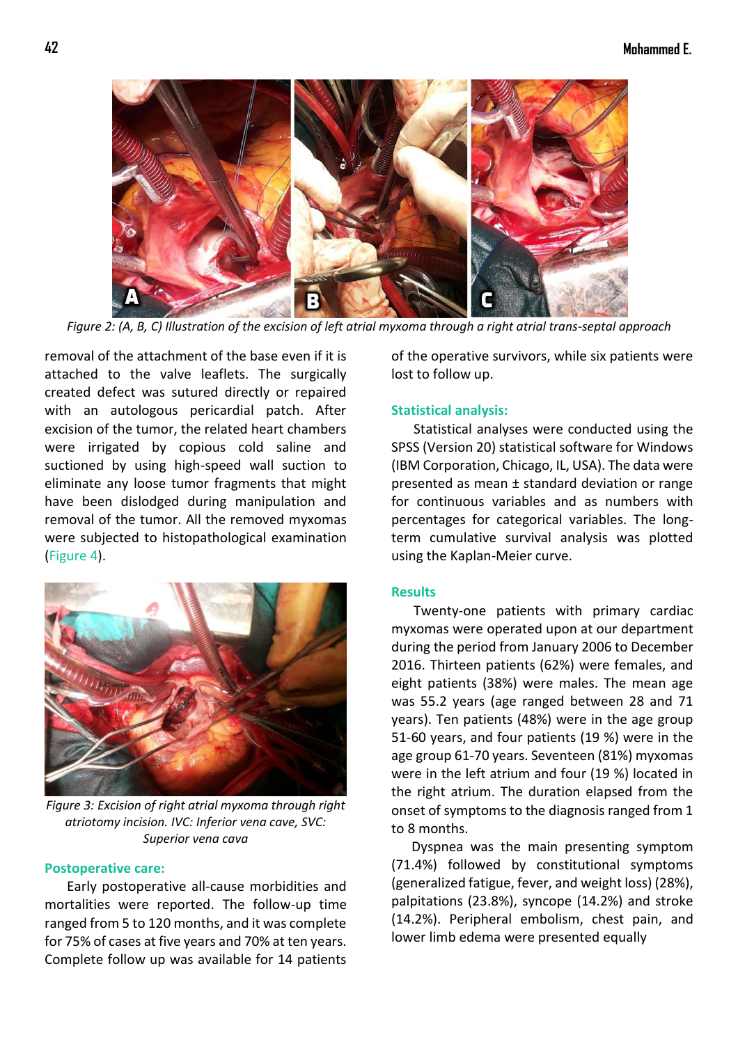*Figure 2: (A, B, C) Illustration of the excision of left atrial myxoma through a right atrial trans-septal approach*

removal of the attachment of the base even if it is attached to the valve leaflets. The surgically created defect was sutured directly or repaired with an autologous pericardial patch. After excision of the tumor, the related heart chambers were irrigated by copious cold saline and suctioned by using high-speed wall suction to eliminate any loose tumor fragments that might have been dislodged during manipulation and removal of the tumor. All the removed myxomas were subjected to histopathological examination (Figure 4).

*Figure 3: Excision of right atrial myxoma through right atriotomy incision. IVC: Inferior vena cave, SVC: Superior vena cava*

## Postoperative care:

Early postoperative all-cause morbidities and mortalities were reported. The follow-up time ranged from 5 to 120 months, and it was complete for 75% of cases at five years and 70% at ten years. Complete follow up was available for 14 patients of the operative survivors, while six patients were lost to follow up.

## Statistical analysis:

Statistical analyses were conducted using the SPSS (Version 20) statistical software for Windows (IBM Corporation, Chicago, IL, USA). The data were presented as mean ± standard deviation or range for continuous variables and as numbers with percentages for categorical variables. The long-term cumulative survival analysis was plotted using the Kaplan-Meier curve.

## Results

Twenty-one patients with primary cardiac myxomas were operated upon at our department during the period from January 2006 to December 2016. Thirteen patients (62%) were females, and eight patients (38%) were males. The mean age was 55.2 years (age ranged between 28 and 71 years). Ten patients (48%) were in the age group 51-60 years, and four patients (19 %) were in the age group 61-70 years. Seventeen (81%) myxomas were in the left atrium and four (19 %) located in the right atrium. The duration elapsed from the onset of symptoms to the diagnosis ranged from 1 to 8 months.

Dyspnea was the main presenting symptom (71.4%) followed by constitutional symptoms (generalized fatigue, fever, and weight loss) (28%), palpitations (23.8%), syncope (14.2%) and stroke (14.2%). Peripheral embolism, chest pain, and lower limb edema were presented equally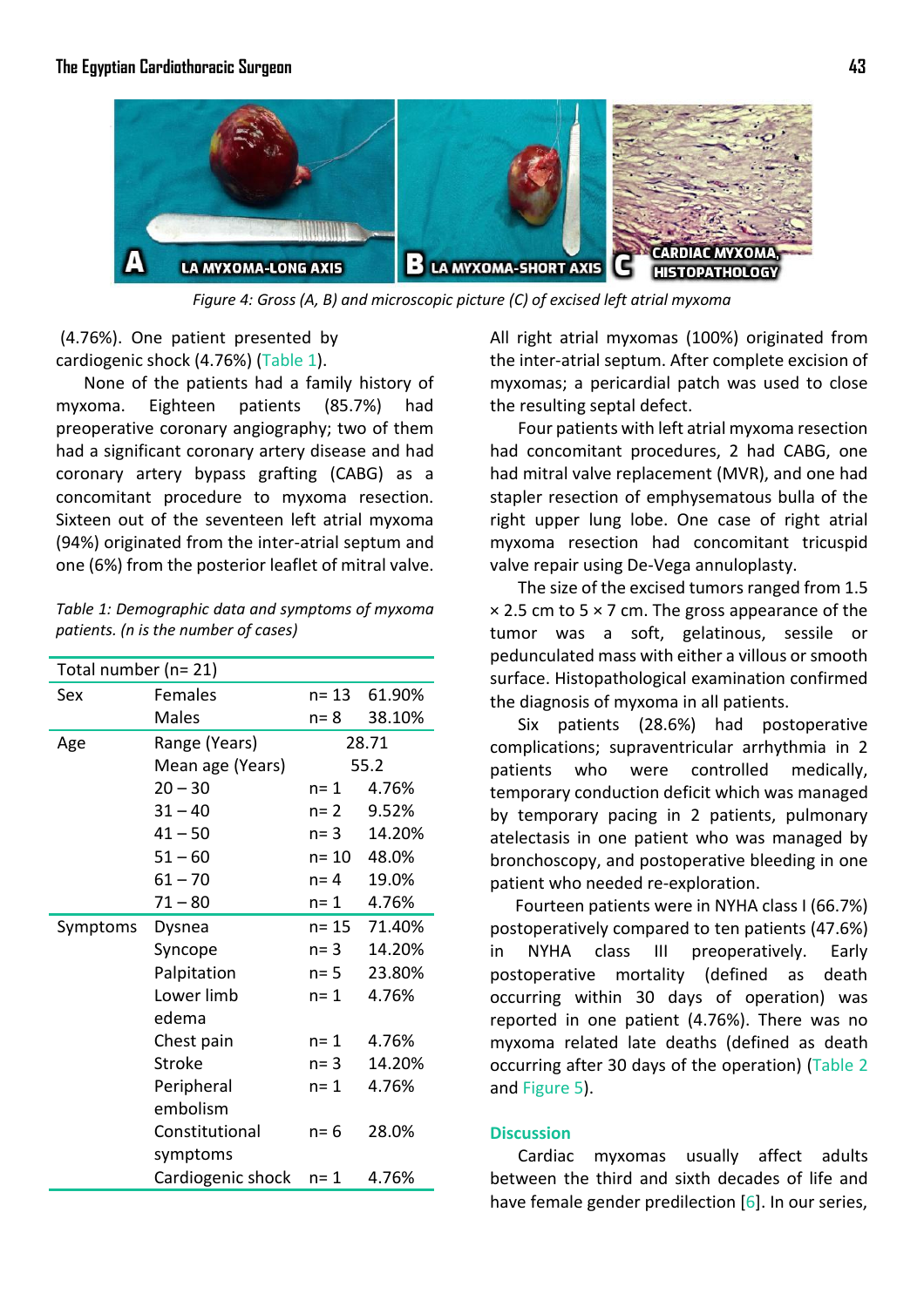*Figure 4: Gross (A, B) and microscopic picture (C) of excised left atrial myxoma*

(4.76%). One patient presented by cardiogenic shock (4.76%) (Table 1).

None of the patients had a family history of myxoma. Eighteen patients (85.7%) had preoperative coronary angiography; two of them had a significant coronary artery disease and had coronary artery bypass grafting (CABG) as a concomitant procedure to myxoma resection. Sixteen out of the seventeen left atrial myxoma (94%) originated from the inter-atrial septum and one (6%) from the posterior leaflet of mitral valve.

*Table 1: Demographic data and symptoms of myxoma patients. (n is the number of cases)*

| Total number (n= 21) | | | |
|---|---|---|---|
| Sex | Females | n= 13 | 61.90% |
| | Males | n= 8 | 38.10% |
| Age | Range (Years) | 28.71 | |
| | Mean age (Years) | 55.2 | |
| | 20 – 30 | n= 1 | 4.76% |
| | 31 – 40 | n= 2 | 9.52% |
| | 41 – 50 | n= 3 | 14.20% |
| | 51 – 60 | n= 10 | 48.0% |
| | 61 – 70 | n= 4 | 19.0% |
| | 71 – 80 | n= 1 | 4.76% |
| Symptoms | Dysnea | n= 15 | 71.40% |
| | Syncope | n= 3 | 14.20% |
| | Palpitation | n= 5 | 23.80% |
| | Lower limb edema | n= 1 | 4.76% |
| | Chest pain | n= 1 | 4.76% |
| | Stroke | n= 3 | 14.20% |
| | Peripheral embolism | n= 1 | 4.76% |
| | Constitutional symptoms | n= 6 | 28.0% |
| | Cardiogenic shock | n= 1 | 4.76% |

All right atrial myxomas (100%) originated from the inter-atrial septum. After complete excision of myxomas; a pericardial patch was used to close the resulting septal defect.

Four patients with left atrial myxoma resection had concomitant procedures, 2 had CABG, one had mitral valve replacement (MVR), and one had stapler resection of emphysematous bulla of the right upper lung lobe. One case of right atrial myxoma resection had concomitant tricuspid valve repair using De-Vega annuloplasty.

The size of the excised tumors ranged from 1.5 × 2.5 cm to 5 × 7 cm. The gross appearance of the tumor was a soft, gelatinous, sessile or pedunculated mass with either a villous or smooth surface. Histopathological examination confirmed the diagnosis of myxoma in all patients.

Six patients (28.6%) had postoperative complications; supraventricular arrhythmia in 2 patients who were controlled medically, temporary conduction deficit which was managed by temporary pacing in 2 patients, pulmonary atelectasis in one patient who was managed by bronchoscopy, and postoperative bleeding in one patient who needed re-exploration.

Fourteen patients were in NYHA class I (66.7%) postoperatively compared to ten patients (47.6%) in NYHA class III preoperatively. Early postoperative mortality (defined as death occurring within 30 days of operation) was reported in one patient (4.76%). There was no myxoma related late deaths (defined as death occurring after 30 days of the operation) (Table 2 and Figure 5).

## Discussion

Cardiac myxomas usually affect adults between the third and sixth decades of life and have female gender predilection [6]. In our series,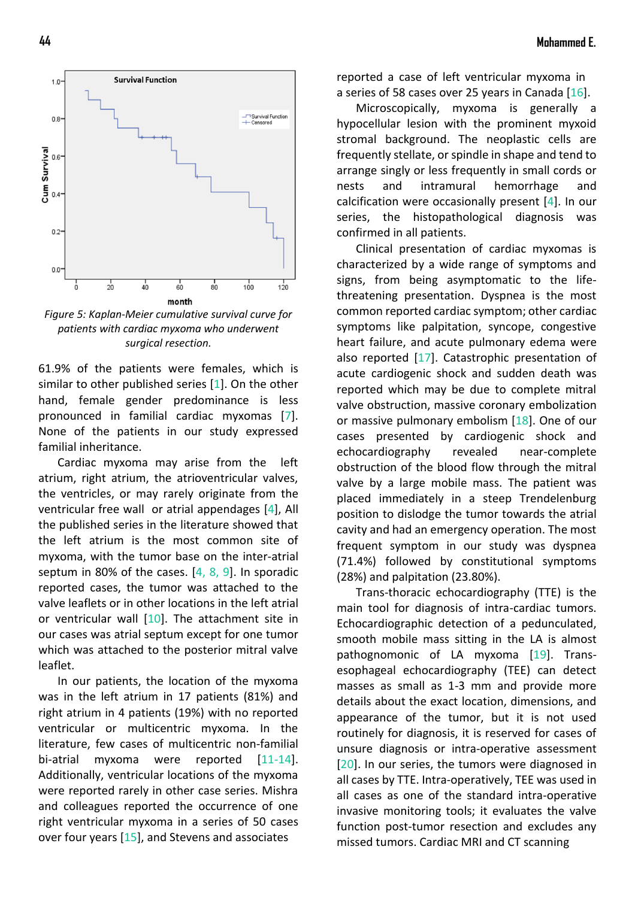*Figure 5: Kaplan-Meier cumulative survival curve for patients with cardiac myxoma who underwent surgical resection.*

61.9% of the patients were females, which is similar to other published series [1]. On the other hand, female gender predominance is less pronounced in familial cardiac myxomas [7]. None of the patients in our study expressed familial inheritance.

Cardiac myxoma may arise from the left atrium, right atrium, the atrioventricular valves, the ventricles, or may rarely originate from the ventricular free wall or atrial appendages [4], All the published series in the literature showed that the left atrium is the most common site of myxoma, with the tumor base on the inter-atrial septum in 80% of the cases. [4, 8, 9]. In sporadic reported cases, the tumor was attached to the valve leaflets or in other locations in the left atrial or ventricular wall [10]. The attachment site in our cases was atrial septum except for one tumor which was attached to the posterior mitral valve leaflet.

In our patients, the location of the myxoma was in the left atrium in 17 patients (81%) and right atrium in 4 patients (19%) with no reported ventricular or multicentric myxoma. In the literature, few cases of multicentric non-familial bi-atrial myxoma were reported [11-14]. Additionally, ventricular locations of the myxoma were reported rarely in other case series. Mishra and colleagues reported the occurrence of one right ventricular myxoma in a series of 50 cases over four years [15], and Stevens and associates reported a case of left ventricular myxoma in a series of 58 cases over 25 years in Canada [16].

Microscopically, myxoma is generally a hypocellular lesion with the prominent myxoid stromal background. The neoplastic cells are frequently stellate, or spindle in shape and tend to arrange singly or less frequently in small cords or nests and intramural hemorrhage and calcification were occasionally present [4]. In our series, the histopathological diagnosis was confirmed in all patients.

Clinical presentation of cardiac myxomas is characterized by a wide range of symptoms and signs, from being asymptomatic to the life-threatening presentation. Dyspnea is the most common reported cardiac symptom; other cardiac symptoms like palpitation, syncope, congestive heart failure, and acute pulmonary edema were also reported [17]. Catastrophic presentation of acute cardiogenic shock and sudden death was reported which may be due to complete mitral valve obstruction, massive coronary embolization or massive pulmonary embolism [18]. One of our cases presented by cardiogenic shock and echocardiography revealed near-complete obstruction of the blood flow through the mitral valve by a large mobile mass. The patient was placed immediately in a steep Trendelenburg position to dislodge the tumor towards the atrial cavity and had an emergency operation. The most frequent symptom in our study was dyspnea (71.4%) followed by constitutional symptoms (28%) and palpitation (23.80%).

Trans-thoracic echocardiography (TTE) is the main tool for diagnosis of intra-cardiac tumors. Echocardiographic detection of a pedunculated, smooth mobile mass sitting in the LA is almost pathognomonic of LA myxoma [19]. Trans-esophageal echocardiography (TEE) can detect masses as small as 1-3 mm and provide more details about the exact location, dimensions, and appearance of the tumor, but it is not used routinely for diagnosis, it is reserved for cases of unsure diagnosis or intra-operative assessment [20]. In our series, the tumors were diagnosed in all cases by TTE. Intra-operatively, TEE was used in all cases as one of the standard intra-operative invasive monitoring tools; it evaluates the valve function post-tumor resection and excludes any missed tumors. Cardiac MRI and CT scanning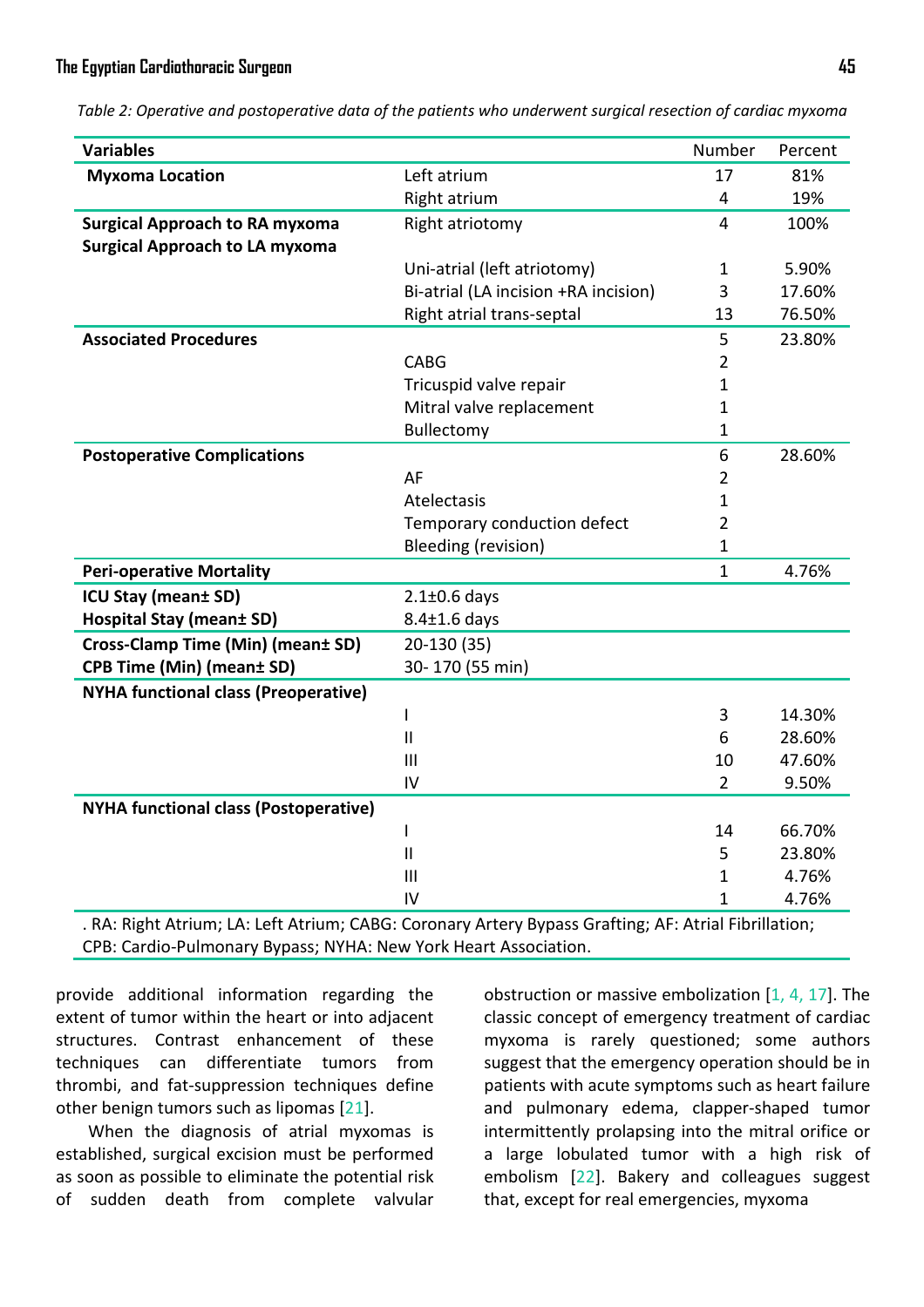*Table 2: Operative and postoperative data of the patients who underwent surgical resection of cardiac myxoma*

| Variables | | Number | Percent |
|---|---|---|---|
| **Myxoma Location** | Left atrium | 17 | 81% |
| | Right atrium | 4 | 19% |
| **Surgical Approach to RA myxoma** | Right atriotomy | 4 | 100% |
| **Surgical Approach to LA myxoma** | | | |
| | Uni-atrial (left atriotomy) | 1 | 5.90% |
| | Bi-atrial (LA incision +RA incision) | 3 | 17.60% |
| | Right atrial trans-septal | 13 | 76.50% |
| **Associated Procedures** | | 5 | 23.80% |
| | CABG | 2 | |
| | Tricuspid valve repair | 1 | |
| | Mitral valve replacement | 1 | |
| | Bullectomy | 1 | |
| **Postoperative Complications** | | 6 | 28.60% |
| | AF | 2 | |
| | Atelectasis | 1 | |
| | Temporary conduction defect | 2 | |
| | Bleeding (revision) | 1 | |
| **Peri-operative Mortality** | | 1 | 4.76% |
| **ICU Stay (mean± SD)** | 2.1±0.6 days | | |
| **Hospital Stay (mean± SD)** | 8.4±1.6 days | | |
| **Cross-Clamp Time (Min) (mean± SD)** | 20-130 (35) | | |
| **CPB Time (Min) (mean± SD)** | 30- 170 (55 min) | | |
| **NYHA functional class (Preoperative)** | | | |
| | I | 3 | 14.30% |
| | II | 6 | 28.60% |
| | III | 10 | 47.60% |
| | IV | 2 | 9.50% |
| **NYHA functional class (Postoperative)** | | | |
| | I | 14 | 66.70% |
| | II | 5 | 23.80% |
| | III | 1 | 4.76% |
| | IV | 1 | 4.76% |

. RA: Right Atrium; LA: Left Atrium; CABG: Coronary Artery Bypass Grafting; AF: Atrial Fibrillation; CPB: Cardio-Pulmonary Bypass; NYHA: New York Heart Association.

provide additional information regarding the extent of tumor within the heart or into adjacent structures. Contrast enhancement of these techniques can differentiate tumors from thrombi, and fat-suppression techniques define other benign tumors such as lipomas [21].

When the diagnosis of atrial myxomas is established, surgical excision must be performed as soon as possible to eliminate the potential risk of sudden death from complete valvular obstruction or massive embolization [1, 4, 17]. The classic concept of emergency treatment of cardiac myxoma is rarely questioned; some authors suggest that the emergency operation should be in patients with acute symptoms such as heart failure and pulmonary edema, clapper-shaped tumor intermittently prolapsing into the mitral orifice or a large lobulated tumor with a high risk of embolism [22]. Bakery and colleagues suggest that, except for real emergencies, myxoma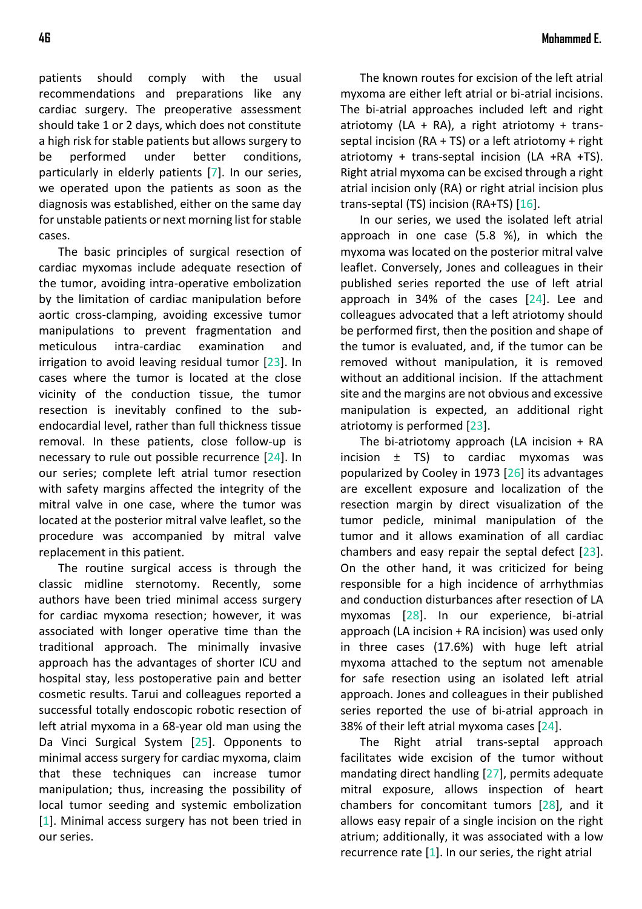patients should comply with the usual recommendations and preparations like any cardiac surgery. The preoperative assessment should take 1 or 2 days, which does not constitute a high risk for stable patients but allows surgery to be performed under better conditions, particularly in elderly patients [7]. In our series, we operated upon the patients as soon as the diagnosis was established, either on the same day for unstable patients or next morning list for stable cases.

The basic principles of surgical resection of cardiac myxomas include adequate resection of the tumor, avoiding intra-operative embolization by the limitation of cardiac manipulation before aortic cross-clamping, avoiding excessive tumor manipulations to prevent fragmentation and meticulous intra-cardiac examination and irrigation to avoid leaving residual tumor [23]. In cases where the tumor is located at the close vicinity of the conduction tissue, the tumor resection is inevitably confined to the sub-endocardial level, rather than full thickness tissue removal. In these patients, close follow-up is necessary to rule out possible recurrence [24]. In our series; complete left atrial tumor resection with safety margins affected the integrity of the mitral valve in one case, where the tumor was located at the posterior mitral valve leaflet, so the procedure was accompanied by mitral valve replacement in this patient.

The routine surgical access is through the classic midline sternotomy. Recently, some authors have been tried minimal access surgery for cardiac myxoma resection; however, it was associated with longer operative time than the traditional approach. The minimally invasive approach has the advantages of shorter ICU and hospital stay, less postoperative pain and better cosmetic results. Tarui and colleagues reported a successful totally endoscopic robotic resection of left atrial myxoma in a 68-year old man using the Da Vinci Surgical System [25]. Opponents to minimal access surgery for cardiac myxoma, claim that these techniques can increase tumor manipulation; thus, increasing the possibility of local tumor seeding and systemic embolization [1]. Minimal access surgery has not been tried in our series.

The known routes for excision of the left atrial myxoma are either left atrial or bi-atrial incisions. The bi-atrial approaches included left and right atriotomy (LA + RA), a right atriotomy + trans-septal incision (RA + TS) or a left atriotomy + right atriotomy + trans-septal incision (LA +RA +TS). Right atrial myxoma can be excised through a right atrial incision only (RA) or right atrial incision plus trans-septal (TS) incision (RA+TS) [16].

In our series, we used the isolated left atrial approach in one case (5.8 %), in which the myxoma was located on the posterior mitral valve leaflet. Conversely, Jones and colleagues in their published series reported the use of left atrial approach in 34% of the cases [24]. Lee and colleagues advocated that a left atriotomy should be performed first, then the position and shape of the tumor is evaluated, and, if the tumor can be removed without manipulation, it is removed without an additional incision. If the attachment site and the margins are not obvious and excessive manipulation is expected, an additional right atriotomy is performed [23].

The bi-atriotomy approach (LA incision + RA incision ± TS) to cardiac myxomas was popularized by Cooley in 1973 [26] its advantages are excellent exposure and localization of the resection margin by direct visualization of the tumor pedicle, minimal manipulation of the tumor and it allows examination of all cardiac chambers and easy repair the septal defect [23]. On the other hand, it was criticized for being responsible for a high incidence of arrhythmias and conduction disturbances after resection of LA myxomas [28]. In our experience, bi-atrial approach (LA incision + RA incision) was used only in three cases (17.6%) with huge left atrial myxoma attached to the septum not amenable for safe resection using an isolated left atrial approach. Jones and colleagues in their published series reported the use of bi-atrial approach in 38% of their left atrial myxoma cases [24].

The Right atrial trans-septal approach facilitates wide excision of the tumor without mandating direct handling [27], permits adequate mitral exposure, allows inspection of heart chambers for concomitant tumors [28], and it allows easy repair of a single incision on the right atrium; additionally, it was associated with a low recurrence rate [1]. In our series, the right atrial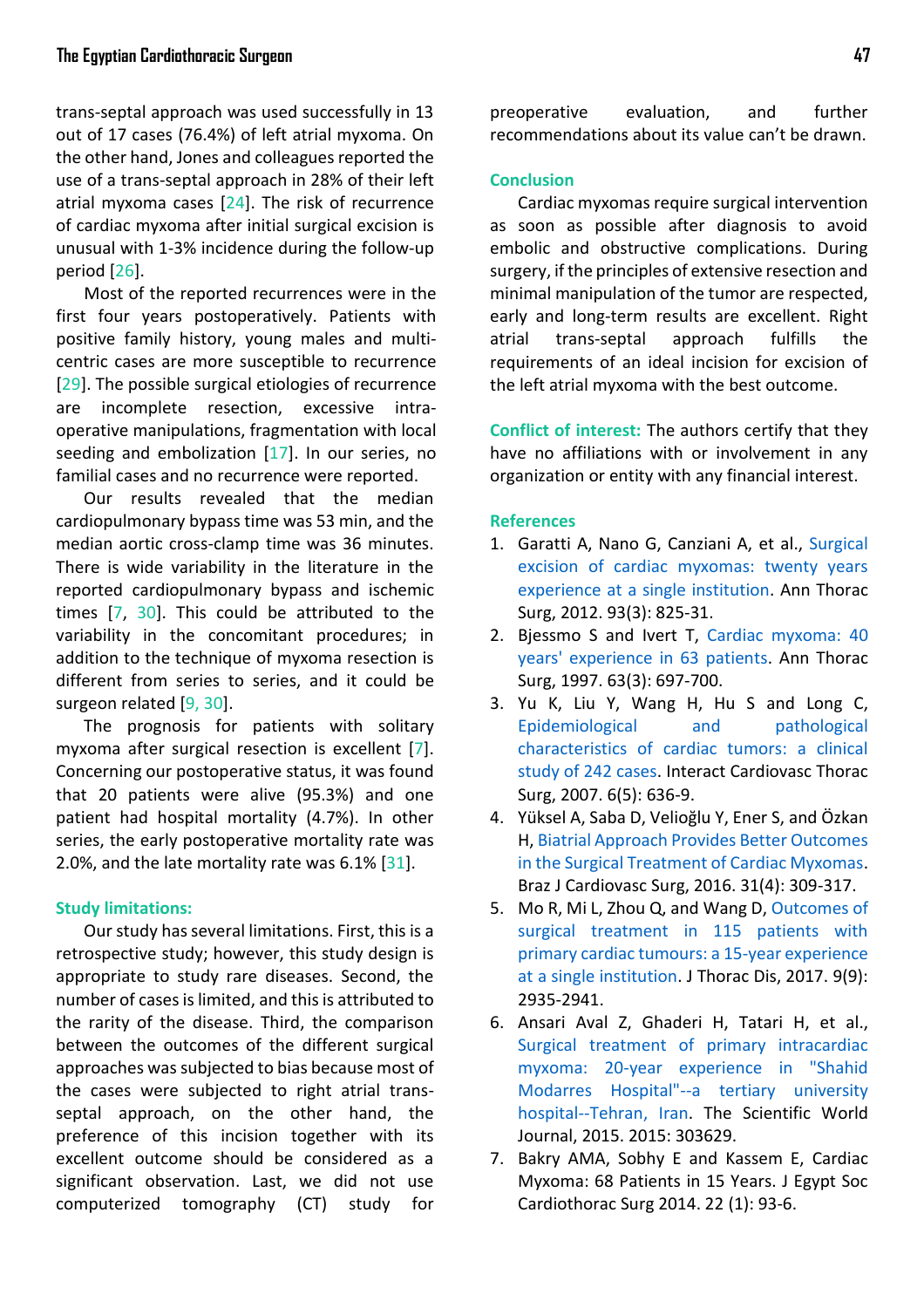trans-septal approach was used successfully in 13 out of 17 cases (76.4%) of left atrial myxoma. On the other hand, Jones and colleagues reported the use of a trans-septal approach in 28% of their left atrial myxoma cases [24]. The risk of recurrence of cardiac myxoma after initial surgical excision is unusual with 1-3% incidence during the follow-up period [26].

Most of the reported recurrences were in the first four years postoperatively. Patients with positive family history, young males and multi-centric cases are more susceptible to recurrence [29]. The possible surgical etiologies of recurrence are incomplete resection, excessive intra-operative manipulations, fragmentation with local seeding and embolization [17]. In our series, no familial cases and no recurrence were reported.

Our results revealed that the median cardiopulmonary bypass time was 53 min, and the median aortic cross-clamp time was 36 minutes. There is wide variability in the literature in the reported cardiopulmonary bypass and ischemic times [7, 30]. This could be attributed to the variability in the concomitant procedures; in addition to the technique of myxoma resection is different from series to series, and it could be surgeon related [9, 30].

The prognosis for patients with solitary myxoma after surgical resection is excellent [7]. Concerning our postoperative status, it was found that 20 patients were alive (95.3%) and one patient had hospital mortality (4.7%). In other series, the early postoperative mortality rate was 2.0%, and the late mortality rate was 6.1% [31].

## Study limitations:

Our study has several limitations. First, this is a retrospective study; however, this study design is appropriate to study rare diseases. Second, the number of cases is limited, and this is attributed to the rarity of the disease. Third, the comparison between the outcomes of the different surgical approaches was subjected to bias because most of the cases were subjected to right atrial trans-septal approach, on the other hand, the preference of this incision together with its excellent outcome should be considered as a significant observation. Last, we did not use computerized tomography (CT) study for preoperative evaluation, and further recommendations about its value can't be drawn.

## Conclusion

Cardiac myxomas require surgical intervention as soon as possible after diagnosis to avoid embolic and obstructive complications. During surgery, if the principles of extensive resection and minimal manipulation of the tumor are respected, early and long-term results are excellent. Right atrial trans-septal approach fulfills the requirements of an ideal incision for excision of the left atrial myxoma with the best outcome.

**Conflict of interest:** The authors certify that they have no affiliations with or involvement in any organization or entity with any financial interest.

## References

1. Garatti A, Nano G, Canziani A, et al., Surgical excision of cardiac myxomas: twenty years experience at a single institution. Ann Thorac Surg, 2012. 93(3): 825-31.
2. Bjessmo S and Ivert T, Cardiac myxoma: 40 years' experience in 63 patients. Ann Thorac Surg, 1997. 63(3): 697-700.
3. Yu K, Liu Y, Wang H, Hu S and Long C, Epidemiological and pathological characteristics of cardiac tumors: a clinical study of 242 cases. Interact Cardiovasc Thorac Surg, 2007. 6(5): 636-9.
4. Yüksel A, Saba D, Velioğlu Y, Ener S, and Özkan H, Biatrial Approach Provides Better Outcomes in the Surgical Treatment of Cardiac Myxomas. Braz J Cardiovasc Surg, 2016. 31(4): 309-317.
5. Mo R, Mi L, Zhou Q, and Wang D, Outcomes of surgical treatment in 115 patients with primary cardiac tumours: a 15-year experience at a single institution. J Thorac Dis, 2017. 9(9): 2935-2941.
6. Ansari Aval Z, Ghaderi H, Tatari H, et al., Surgical treatment of primary intracardiac myxoma: 20-year experience in "Shahid Modarres Hospital"--a tertiary university hospital--Tehran, Iran. The Scientific World Journal, 2015. 2015: 303629.
7. Bakry AMA, Sobhy E and Kassem E, Cardiac Myxoma: 68 Patients in 15 Years. J Egypt Soc Cardiothorac Surg 2014. 22 (1): 93-6.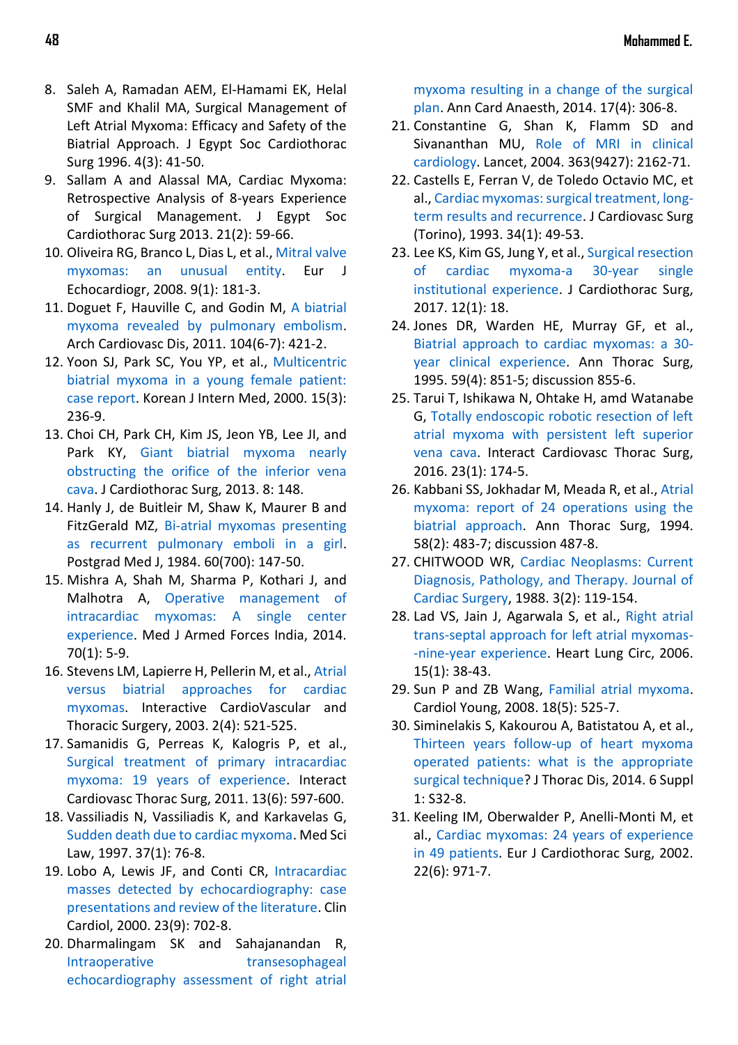8. Saleh A, Ramadan AEM, El-Hamami EK, Helal SMF and Khalil MA, Surgical Management of Left Atrial Myxoma: Efficacy and Safety of the Biatrial Approach. J Egypt Soc Cardiothorac Surg 1996. 4(3): 41-50.
9. Sallam A and Alassal MA, Cardiac Myxoma: Retrospective Analysis of 8-years Experience of Surgical Management. J Egypt Soc Cardiothorac Surg 2013. 21(2): 59-66.
10. Oliveira RG, Branco L, Dias L, et al., Mitral valve myxomas: an unusual entity. Eur J Echocardiogr, 2008. 9(1): 181-3.
11. Doguet F, Hauville C, and Godin M, A biatrial myxoma revealed by pulmonary embolism. Arch Cardiovasc Dis, 2011. 104(6-7): 421-2.
12. Yoon SJ, Park SC, You YP, et al., Multicentric biatrial myxoma in a young female patient: case report. Korean J Intern Med, 2000. 15(3): 236-9.
13. Choi CH, Park CH, Kim JS, Jeon YB, Lee JI, and Park KY, Giant biatrial myxoma nearly obstructing the orifice of the inferior vena cava. J Cardiothorac Surg, 2013. 8: 148.
14. Hanly J, de Buitleir M, Shaw K, Maurer B and FitzGerald MZ, Bi-atrial myxomas presenting as recurrent pulmonary emboli in a girl. Postgrad Med J, 1984. 60(700): 147-50.
15. Mishra A, Shah M, Sharma P, Kothari J, and Malhotra A, Operative management of intracardiac myxomas: A single center experience. Med J Armed Forces India, 2014. 70(1): 5-9.
16. Stevens LM, Lapierre H, Pellerin M, et al., Atrial versus biatrial approaches for cardiac myxomas. Interactive CardioVascular and Thoracic Surgery, 2003. 2(4): 521-525.
17. Samanidis G, Perreas K, Kalogris P, et al., Surgical treatment of primary intracardiac myxoma: 19 years of experience. Interact Cardiovasc Thorac Surg, 2011. 13(6): 597-600.
18. Vassiliadis N, Vassiliadis K, and Karkavelas G, Sudden death due to cardiac myxoma. Med Sci Law, 1997. 37(1): 76-8.
19. Lobo A, Lewis JF, and Conti CR, Intracardiac masses detected by echocardiography: case presentations and review of the literature. Clin Cardiol, 2000. 23(9): 702-8.
20. Dharmalingam SK and Sahajanandan R, Intraoperative transesophageal echocardiography assessment of right atrial myxoma resulting in a change of the surgical plan. Ann Card Anaesth, 2014. 17(4): 306-8.
21. Constantine G, Shan K, Flamm SD and Sivananthan MU, Role of MRI in clinical cardiology. Lancet, 2004. 363(9427): 2162-71.
22. Castells E, Ferran V, de Toledo Octavio MC, et al., Cardiac myxomas: surgical treatment, long-term results and recurrence. J Cardiovasc Surg (Torino), 1993. 34(1): 49-53.
23. Lee KS, Kim GS, Jung Y, et al., Surgical resection of cardiac myxoma-a 30-year single institutional experience. J Cardiothorac Surg, 2017. 12(1): 18.
24. Jones DR, Warden HE, Murray GF, et al., Biatrial approach to cardiac myxomas: a 30-year clinical experience. Ann Thorac Surg, 1995. 59(4): 851-5; discussion 855-6.
25. Tarui T, Ishikawa N, Ohtake H, amd Watanabe G, Totally endoscopic robotic resection of left atrial myxoma with persistent left superior vena cava. Interact Cardiovasc Thorac Surg, 2016. 23(1): 174-5.
26. Kabbani SS, Jokhadar M, Meada R, et al., Atrial myxoma: report of 24 operations using the biatrial approach. Ann Thorac Surg, 1994. 58(2): 483-7; discussion 487-8.
27. CHITWOOD WR, Cardiac Neoplasms: Current Diagnosis, Pathology, and Therapy. Journal of Cardiac Surgery, 1988. 3(2): 119-154.
28. Lad VS, Jain J, Agarwala S, et al., Right atrial trans-septal approach for left atrial myxomas--nine-year experience. Heart Lung Circ, 2006. 15(1): 38-43.
29. Sun P and ZB Wang, Familial atrial myxoma. Cardiol Young, 2008. 18(5): 525-7.
30. Siminelakis S, Kakourou A, Batistatou A, et al., Thirteen years follow-up of heart myxoma operated patients: what is the appropriate surgical technique? J Thorac Dis, 2014. 6 Suppl 1: S32-8.
31. Keeling IM, Oberwalder P, Anelli-Monti M, et al., Cardiac myxomas: 24 years of experience in 49 patients. Eur J Cardiothorac Surg, 2002. 22(6): 971-7.